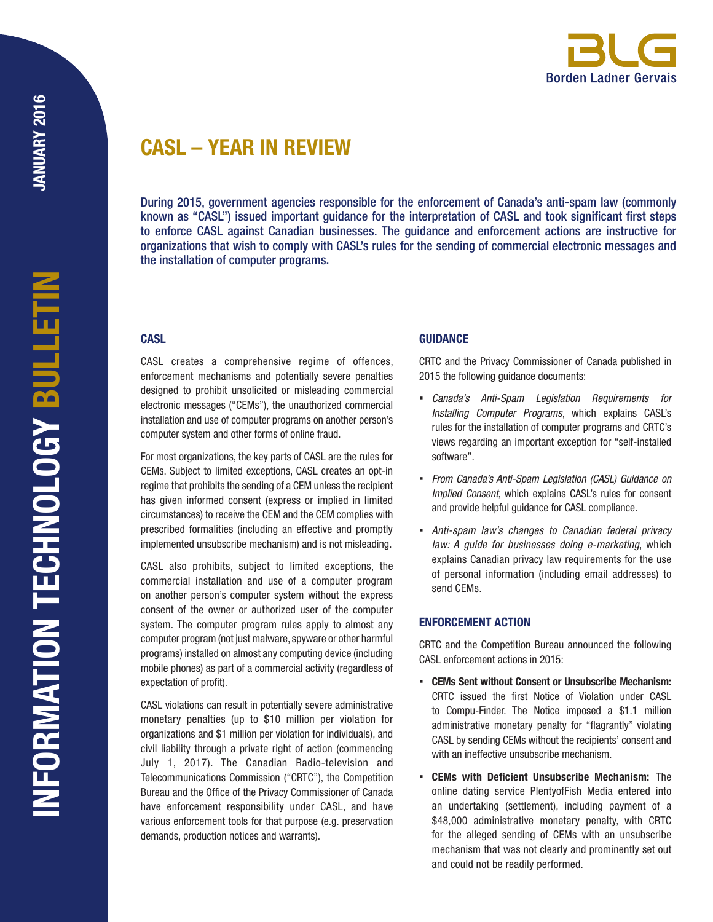# CASL – YEAR IN REVIEW

During 2015, government agencies responsible for the enforcement of Canada's anti-spam law (commonly known as "CASL") issued important guidance for the interpretation of CASL and took significant first steps to enforce CASL against Canadian businesses. The guidance and enforcement actions are instructive for organizations that wish to comply with CASL's rules for the sending of commercial electronic messages and the installation of computer programs.

## CASL

CASL creates a comprehensive regime of offences, enforcement mechanisms and potentially severe penalties designed to prohibit unsolicited or misleading commercial electronic messages ("CEMs"), the unauthorized commercial installation and use of computer programs on another person's computer system and other forms of online fraud.

For most organizations, the key parts of CASL are the rules for CEMs. Subject to limited exceptions, CASL creates an opt-in regime that prohibits the sending of a CEM unless the recipient has given informed consent (express or implied in limited circumstances) to receive the CEM and the CEM complies with prescribed formalities (including an effective and promptly implemented unsubscribe mechanism) and is not misleading.

CASL also prohibits, subject to limited exceptions, the commercial installation and use of a computer program on another person's computer system without the express consent of the owner or authorized user of the computer system. The computer program rules apply to almost any computer program (not just malware, spyware or other harmful programs) installed on almost any computing device (including mobile phones) as part of a commercial activity (regardless of expectation of profit).

CASL violations can result in potentially severe administrative monetary penalties (up to $10 million per violation for organizations and $1 million per violation for individuals), and civil liability through a private right of action (commencing July 1, 2017). The Canadian Radio-television and Telecommunications Commission ("CRTC"), the Competition Bureau and the Office of the Privacy Commissioner of Canada have enforcement responsibility under CASL, and have various enforcement tools for that purpose (e.g. preservation demands, production notices and warrants).

## GUIDANCE

CRTC and the Privacy Commissioner of Canada published in 2015 the following guidance documents:

- *Canada's Anti-Spam Legislation Requirements for Installing Computer Programs*, which explains CASL's rules for the installation of computer programs and CRTC's views regarding an important exception for "self-installed software".
- *From Canada's Anti-Spam Legislation (CASL) Guidance on Implied Consent*, which explains CASL's rules for consent and provide helpful guidance for CASL compliance.
- *Anti-spam law's changes to Canadian federal privacy law: A guide for businesses doing e-marketing*, which explains Canadian privacy law requirements for the use of personal information (including email addresses) to send CEMs.

## ENFORCEMENT ACTION

CRTC and the Competition Bureau announced the following CASL enforcement actions in 2015:

- **CEMs Sent without Consent or Unsubscribe Mechanism:** CRTC issued the first Notice of Violation under CASL to Compu-Finder. The Notice imposed a $1.1 million administrative monetary penalty for "flagrantly" violating CASL by sending CEMs without the recipients' consent and with an ineffective unsubscribe mechanism.
- **CEMs with Deficient Unsubscribe Mechanism:** The online dating service PlentyofFish Media entered into an undertaking (settlement), including payment of a $48,000 administrative monetary penalty, with CRTC for the alleged sending of CEMs with an unsubscribe mechanism that was not clearly and prominently set out and could not be readily performed.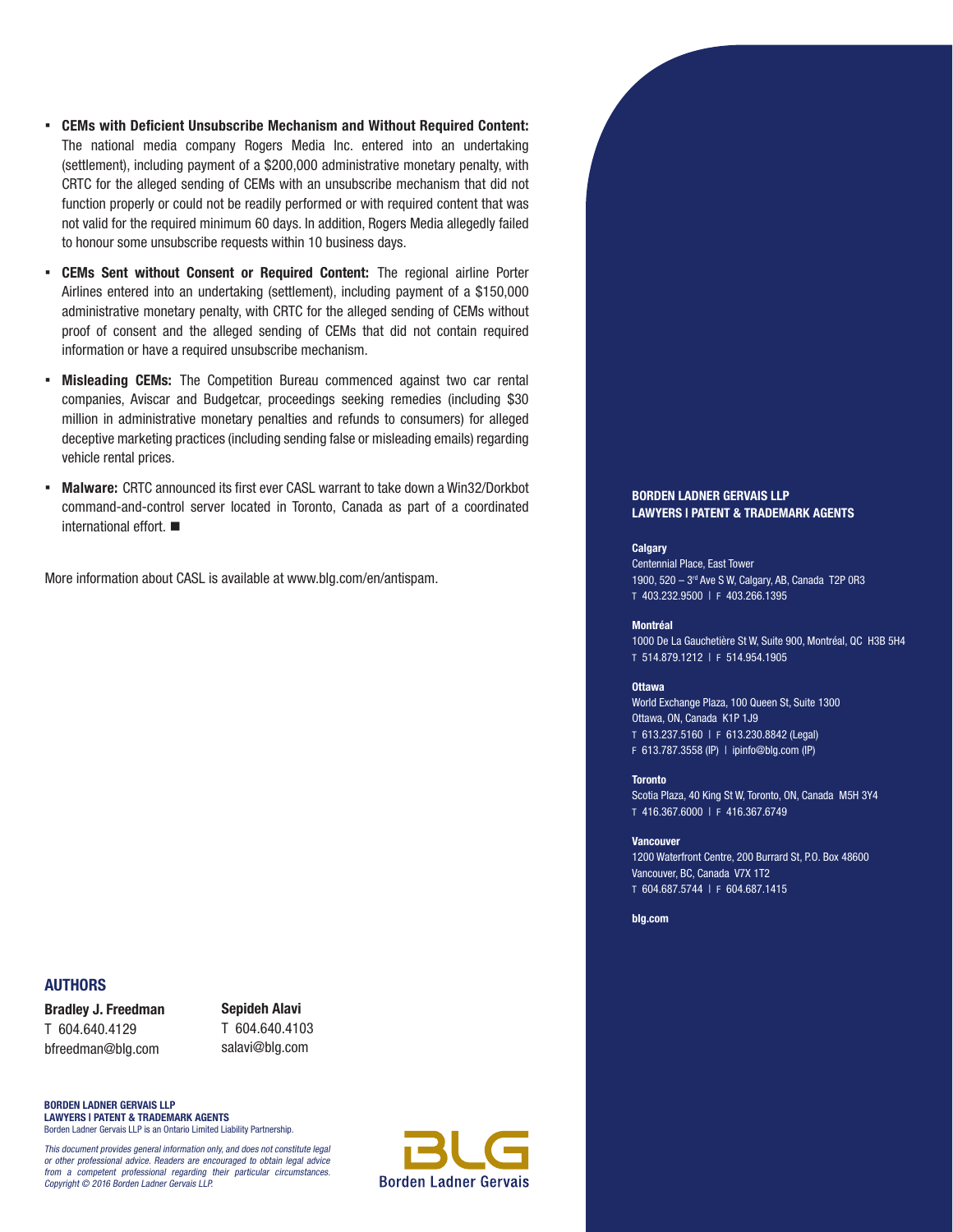- **CEMs with Deficient Unsubscribe Mechanism and Without Required Content:** The national media company Rogers Media Inc. entered into an undertaking (settlement), including payment of a $200,000 administrative monetary penalty, with CRTC for the alleged sending of CEMs with an unsubscribe mechanism that did not function properly or could not be readily performed or with required content that was not valid for the required minimum 60 days. In addition, Rogers Media allegedly failed to honour some unsubscribe requests within 10 business days.
- **CEMs Sent without Consent or Required Content:** The regional airline Porter Airlines entered into an undertaking (settlement), including payment of a $150,000 administrative monetary penalty, with CRTC for the alleged sending of CEMs without proof of consent and the alleged sending of CEMs that did not contain required information or have a required unsubscribe mechanism.
- **Misleading CEMs:** The Competition Bureau commenced against two car rental companies, Aviscar and Budgetcar, proceedings seeking remedies (including $30 million in administrative monetary penalties and refunds to consumers) for alleged deceptive marketing practices (including sending false or misleading emails) regarding vehicle rental prices.
- **Malware:** CRTC announced its first ever CASL warrant to take down a Win32/Dorkbot command-and-control server located in Toronto, Canada as part of a coordinated international effort. ■

More information about CASL is available at www.blg.com/en/antispam.

## AUTHORS

**Bradley J. Freedman**
T 604.640.4129
bfreedman@blg.com

**Sepideh Alavi**
T 604.640.4103
salavi@blg.com

**BORDEN LADNER GERVAIS LLP**
**LAWYERS | PATENT & TRADEMARK AGENTS**
Borden Ladner Gervais LLP is an Ontario Limited Liability Partnership.

*This document provides general information only, and does not constitute legal or other professional advice. Readers are encouraged to obtain legal advice from a competent professional regarding their particular circumstances. Copyright © 2016 Borden Ladner Gervais LLP.*

BLG
Borden Ladner Gervais

**BORDEN LADNER GERVAIS LLP**
**LAWYERS | PATENT & TRADEMARK AGENTS**

**Calgary**
Centennial Place, East Tower
1900, 520 – 3rd Ave S W, Calgary, AB, Canada T2P 0R3
T 403.232.9500 | F 403.266.1395

**Montréal**
1000 De La Gauchetière St W, Suite 900, Montréal, QC H3B 5H4
T 514.879.1212 | F 514.954.1905

**Ottawa**
World Exchange Plaza, 100 Queen St, Suite 1300
Ottawa, ON, Canada K1P 1J9
T 613.237.5160 | F 613.230.8842 (Legal)
F 613.787.3558 (IP) | ipinfo@blg.com (IP)

**Toronto**
Scotia Plaza, 40 King St W, Toronto, ON, Canada M5H 3Y4
T 416.367.6000 | F 416.367.6749

**Vancouver**
1200 Waterfront Centre, 200 Burrard St, P.O. Box 48600
Vancouver, BC, Canada V7X 1T2
T 604.687.5744 | F 604.687.1415

**blg.com**